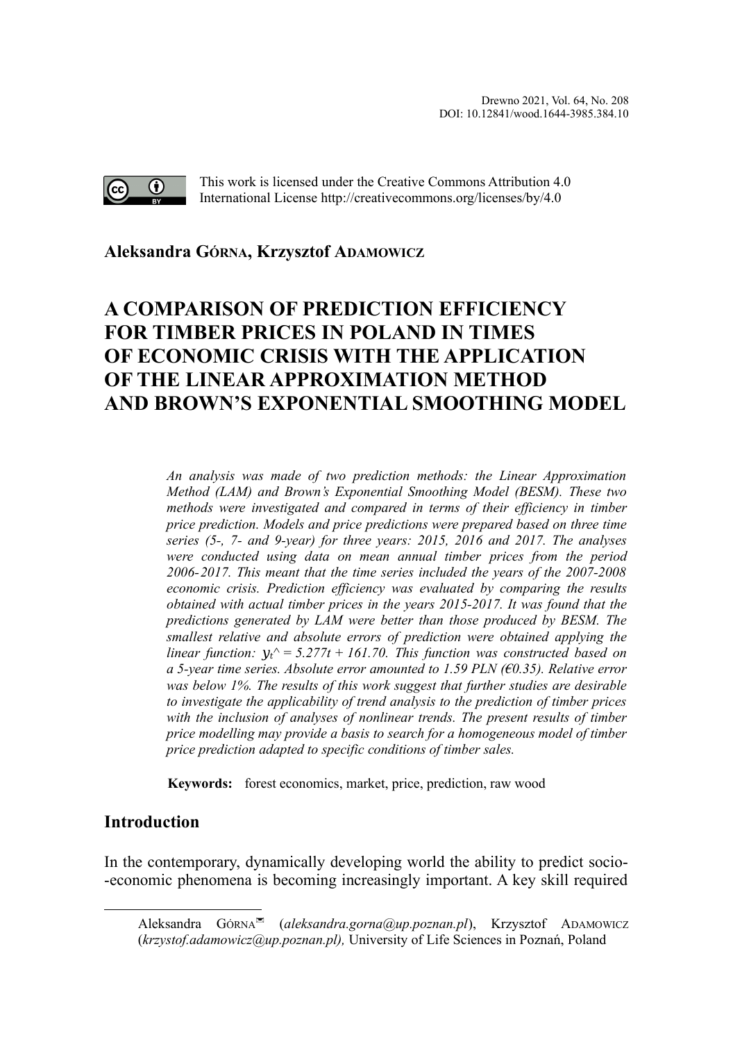This work is licensed under the Creative Commons Attribution 4.0 International License http://creativecommons.org/licenses/by/4.0

**Aleksandra GÓRNA, Krzysztof ADAMOWICZ**

# A COMPARISON OF PREDICTION EFFICIENCY FOR TIMBER PRICES IN POLAND IN TIMES OF ECONOMIC CRISIS WITH THE APPLICATION OF THE LINEAR APPROXIMATION METHOD AND BROWN'S EXPONENTIAL SMOOTHING MODEL

*An analysis was made of two prediction methods: the Linear Approximation Method (LAM) and Brown's Exponential Smoothing Model (BESM). These two methods were investigated and compared in terms of their efficiency in timber price prediction. Models and price predictions were prepared based on three time series (5-, 7- and 9-year) for three years: 2015, 2016 and 2017. The analyses were conducted using data on mean annual timber prices from the period 2006-2017. This meant that the time series included the years of the 2007-2008 economic crisis. Prediction efficiency was evaluated by comparing the results obtained with actual timber prices in the years 2015-2017. It was found that the predictions generated by LAM were better than those produced by BESM. The smallest relative and absolute errors of prediction were obtained applying the linear function: $y_t$^ = 5.277t + 161.70. This function was constructed based on a 5-year time series. Absolute error amounted to 1.59 PLN (€0.35). Relative error was below 1%. The results of this work suggest that further studies are desirable to investigate the applicability of trend analysis to the prediction of timber prices with the inclusion of analyses of nonlinear trends. The present results of timber price modelling may provide a basis to search for a homogeneous model of timber price prediction adapted to specific conditions of timber sales.*

**Keywords:** forest economics, market, price, prediction, raw wood

## Introduction

In the contemporary, dynamically developing world the ability to predict socio-economic phenomena is becoming increasingly important. A key skill required

---

Aleksandra GÓRNA✉ (*aleksandra.gorna@up.poznan.pl*), Krzysztof ADAMOWICZ (*krzystof.adamowicz@up.poznan.pl),* University of Life Sciences in Poznań, Poland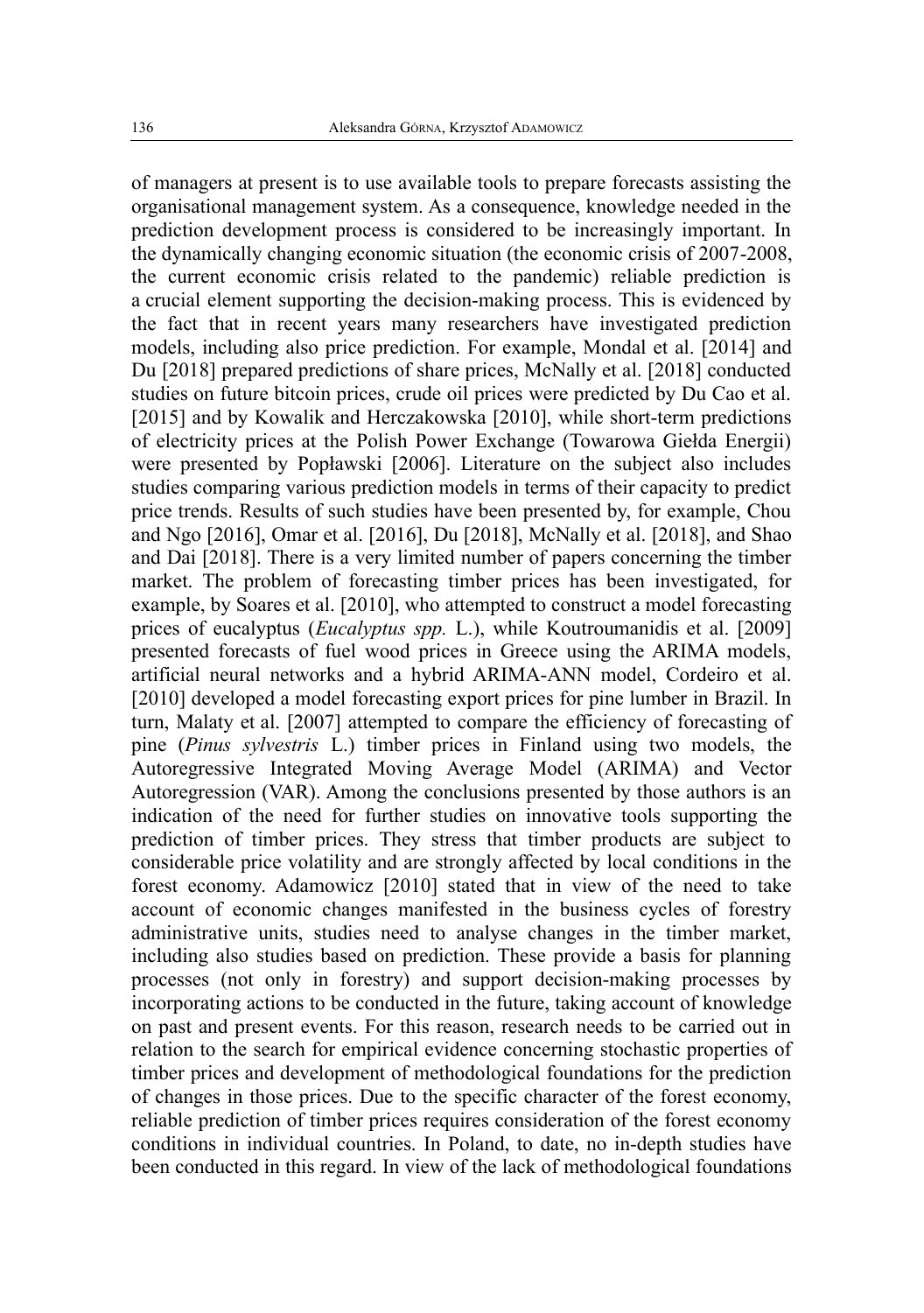of managers at present is to use available tools to prepare forecasts assisting the organisational management system. As a consequence, knowledge needed in the prediction development process is considered to be increasingly important. In the dynamically changing economic situation (the economic crisis of 2007-2008, the current economic crisis related to the pandemic) reliable prediction is a crucial element supporting the decision-making process. This is evidenced by the fact that in recent years many researchers have investigated prediction models, including also price prediction. For example, Mondal et al. [2014] and Du [2018] prepared predictions of share prices, McNally et al. [2018] conducted studies on future bitcoin prices, crude oil prices were predicted by Du Cao et al. [2015] and by Kowalik and Herczakowska [2010], while short-term predictions of electricity prices at the Polish Power Exchange (Towarowa Giełda Energii) were presented by Popławski [2006]. Literature on the subject also includes studies comparing various prediction models in terms of their capacity to predict price trends. Results of such studies have been presented by, for example, Chou and Ngo [2016], Omar et al. [2016], Du [2018], McNally et al. [2018], and Shao and Dai [2018]. There is a very limited number of papers concerning the timber market. The problem of forecasting timber prices has been investigated, for example, by Soares et al. [2010], who attempted to construct a model forecasting prices of eucalyptus (*Eucalyptus spp.* L.), while Koutroumanidis et al. [2009] presented forecasts of fuel wood prices in Greece using the ARIMA models, artificial neural networks and a hybrid ARIMA-ANN model, Cordeiro et al. [2010] developed a model forecasting export prices for pine lumber in Brazil. In turn, Malaty et al. [2007] attempted to compare the efficiency of forecasting of pine (*Pinus sylvestris* L.) timber prices in Finland using two models, the Autoregressive Integrated Moving Average Model (ARIMA) and Vector Autoregression (VAR). Among the conclusions presented by those authors is an indication of the need for further studies on innovative tools supporting the prediction of timber prices. They stress that timber products are subject to considerable price volatility and are strongly affected by local conditions in the forest economy. Adamowicz [2010] stated that in view of the need to take account of economic changes manifested in the business cycles of forestry administrative units, studies need to analyse changes in the timber market, including also studies based on prediction. These provide a basis for planning processes (not only in forestry) and support decision-making processes by incorporating actions to be conducted in the future, taking account of knowledge on past and present events. For this reason, research needs to be carried out in relation to the search for empirical evidence concerning stochastic properties of timber prices and development of methodological foundations for the prediction of changes in those prices. Due to the specific character of the forest economy, reliable prediction of timber prices requires consideration of the forest economy conditions in individual countries. In Poland, to date, no in-depth studies have been conducted in this regard. In view of the lack of methodological foundations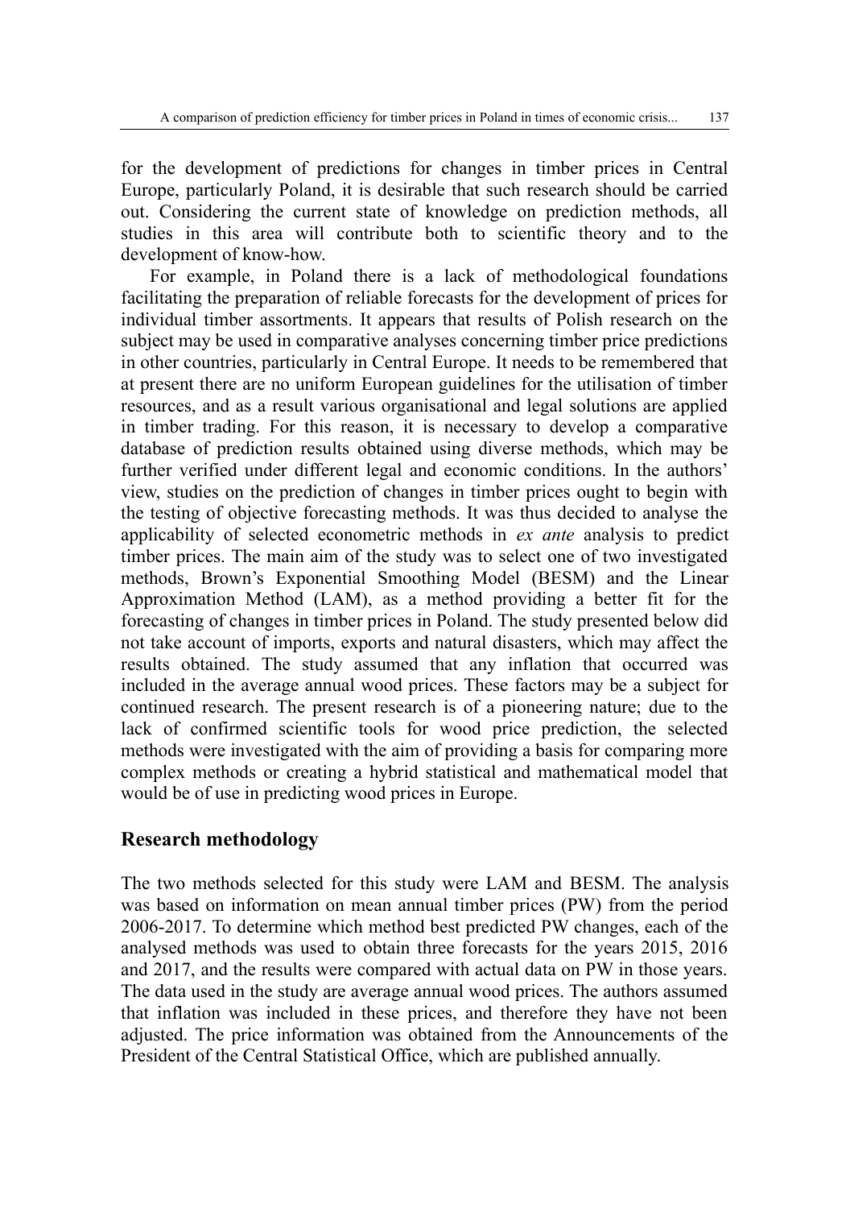for the development of predictions for changes in timber prices in Central Europe, particularly Poland, it is desirable that such research should be carried out. Considering the current state of knowledge on prediction methods, all studies in this area will contribute both to scientific theory and to the development of know-how.

For example, in Poland there is a lack of methodological foundations facilitating the preparation of reliable forecasts for the development of prices for individual timber assortments. It appears that results of Polish research on the subject may be used in comparative analyses concerning timber price predictions in other countries, particularly in Central Europe. It needs to be remembered that at present there are no uniform European guidelines for the utilisation of timber resources, and as a result various organisational and legal solutions are applied in timber trading. For this reason, it is necessary to develop a comparative database of prediction results obtained using diverse methods, which may be further verified under different legal and economic conditions. In the authors' view, studies on the prediction of changes in timber prices ought to begin with the testing of objective forecasting methods. It was thus decided to analyse the applicability of selected econometric methods in *ex ante* analysis to predict timber prices. The main aim of the study was to select one of two investigated methods, Brown's Exponential Smoothing Model (BESM) and the Linear Approximation Method (LAM), as a method providing a better fit for the forecasting of changes in timber prices in Poland. The study presented below did not take account of imports, exports and natural disasters, which may affect the results obtained. The study assumed that any inflation that occurred was included in the average annual wood prices. These factors may be a subject for continued research. The present research is of a pioneering nature; due to the lack of confirmed scientific tools for wood price prediction, the selected methods were investigated with the aim of providing a basis for comparing more complex methods or creating a hybrid statistical and mathematical model that would be of use in predicting wood prices in Europe.

## Research methodology

The two methods selected for this study were LAM and BESM. The analysis was based on information on mean annual timber prices (PW) from the period 2006-2017. To determine which method best predicted PW changes, each of the analysed methods was used to obtain three forecasts for the years 2015, 2016 and 2017, and the results were compared with actual data on PW in those years. The data used in the study are average annual wood prices. The authors assumed that inflation was included in these prices, and therefore they have not been adjusted. The price information was obtained from the Announcements of the President of the Central Statistical Office, which are published annually.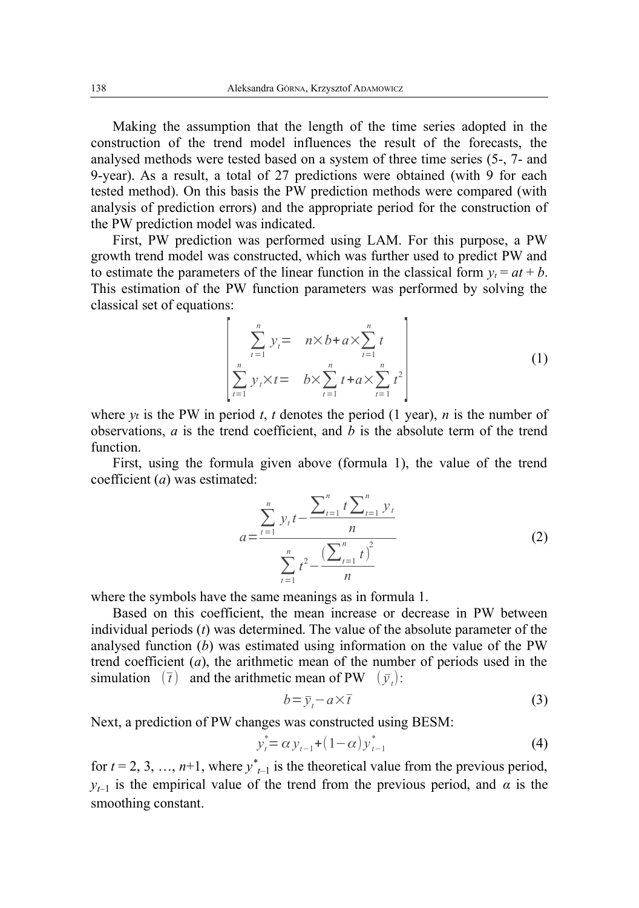Making the assumption that the length of the time series adopted in the construction of the trend model influences the result of the forecasts, the analysed methods were tested based on a system of three time series (5-, 7- and 9-year). As a result, a total of 27 predictions were obtained (with 9 for each tested method). On this basis the PW prediction methods were compared (with analysis of prediction errors) and the appropriate period for the construction of the PW prediction model was indicated.

First, PW prediction was performed using LAM. For this purpose, a PW growth trend model was constructed, which was further used to predict PW and to estimate the parameters of the linear function in the classical form $y_t = at + b$. This estimation of the PW function parameters was performed by solving the classical set of equations:

$$\begin{bmatrix} \sum_{t=1}^{n} y_t = & n \times b + a \times \sum_{t=1}^{n} t \\ \sum_{t=1}^{n} y_t \times t = & b \times \sum_{t=1}^{n} t + a \times \sum_{t=1}^{n} t^2 \end{bmatrix} \tag{1}$$

where $y_t$ is the PW in period $t$, $t$ denotes the period (1 year), $n$ is the number of observations, $a$ is the trend coefficient, and $b$ is the absolute term of the trend function.

First, using the formula given above (formula 1), the value of the trend coefficient ($a$) was estimated:

$$a = \frac{\sum_{t=1}^{n} y_t t - \frac{\sum_{t=1}^{n} t \sum_{t=1}^{n} y_t}{n}}{\sum_{t=1}^{n} t^2 - \frac{\left(\sum_{t=1}^{n} t\right)^2}{n}} \tag{2}$$

where the symbols have the same meanings as in formula 1.

Based on this coefficient, the mean increase or decrease in PW between individual periods ($t$) was determined. The value of the absolute parameter of the analysed function ($b$) was estimated using information on the value of the PW trend coefficient ($a$), the arithmetic mean of the number of periods used in the simulation $(\bar{t})$ and the arithmetic mean of PW $(\bar{y}_t)$:

$$b = \bar{y}_t - a \times \bar{t} \tag{3}$$

Next, a prediction of PW changes was constructed using BESM:

$$y_t^* = \alpha y_{t-1} + (1 - \alpha) y_{t-1}^* \tag{4}$$

for $t = 2, 3, \ldots, n+1$, where $y^*_{t-1}$ is the theoretical value from the previous period, $y_{t-1}$ is the empirical value of the trend from the previous period, and $\alpha$ is the smoothing constant.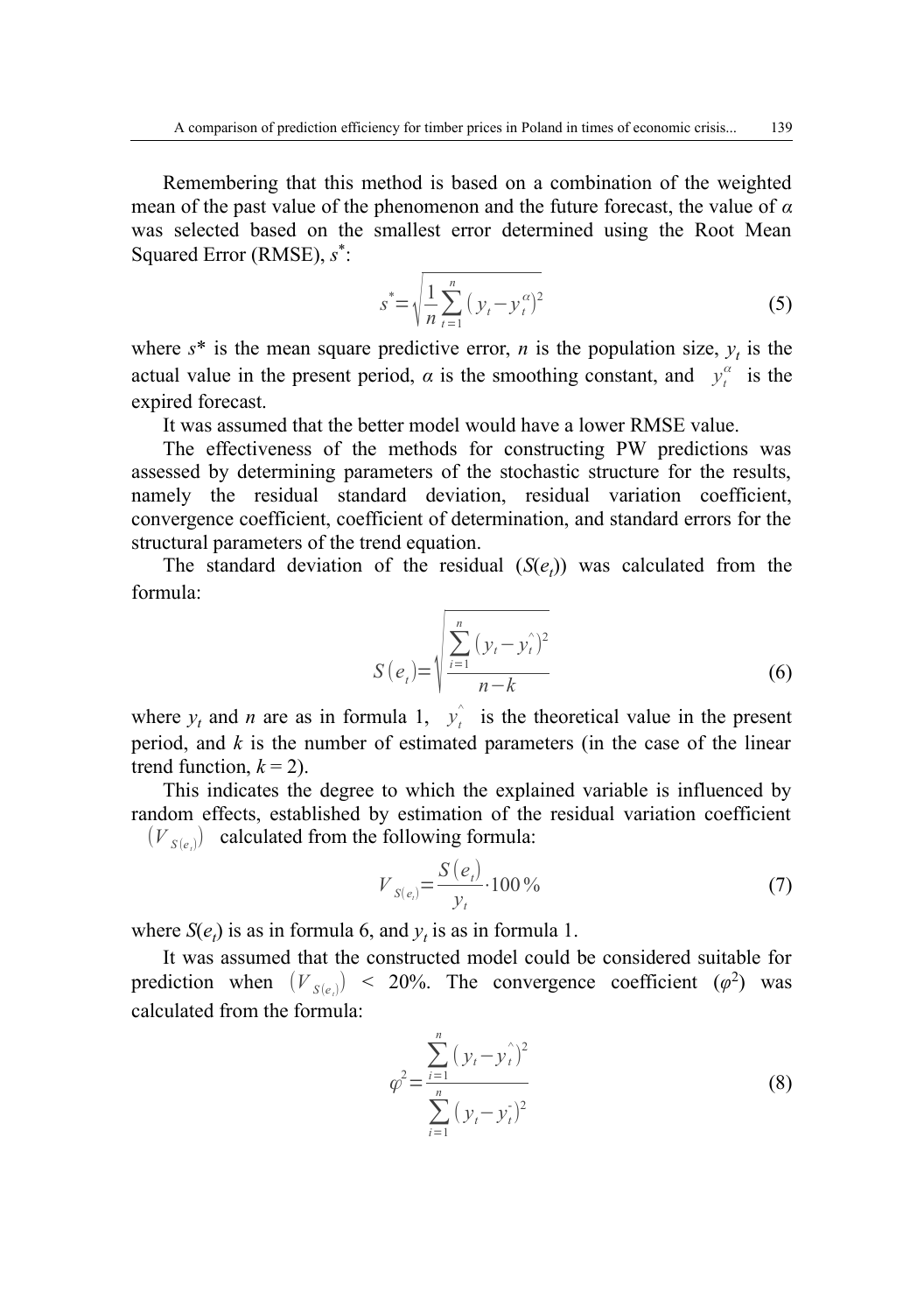Remembering that this method is based on a combination of the weighted mean of the past value of the phenomenon and the future forecast, the value of *α* was selected based on the smallest error determined using the Root Mean Squared Error (RMSE), $s^*$:

$$s^* = \sqrt{\frac{1}{n}\sum_{t=1}^{n}(y_t - y_t^{\alpha})^2} \tag{5}$$

where $s^*$ is the mean square predictive error, $n$ is the population size, $y_t$ is the actual value in the present period, $\alpha$ is the smoothing constant, and $y_t^{\alpha}$ is the expired forecast.

It was assumed that the better model would have a lower RMSE value.

The effectiveness of the methods for constructing PW predictions was assessed by determining parameters of the stochastic structure for the results, namely the residual standard deviation, residual variation coefficient, convergence coefficient, coefficient of determination, and standard errors for the structural parameters of the trend equation.

The standard deviation of the residual ($S(e_t)$) was calculated from the formula:

$$S(e_t) = \sqrt{\frac{\sum_{i=1}^{n}(y_t - \hat{y}_t)^2}{n-k}} \tag{6}$$

where $y_t$ and $n$ are as in formula 1, $\hat{y}_t$ is the theoretical value in the present period, and $k$ is the number of estimated parameters (in the case of the linear trend function, $k = 2$).

This indicates the degree to which the explained variable is influenced by random effects, established by estimation of the residual variation coefficient $(V_{S(e_t)})$ calculated from the following formula:

$$V_{S(e_t)} = \frac{S(e_t)}{y_t} \cdot 100\,\% \tag{7}$$

where $S(e_t)$ is as in formula 6, and $y_t$ is as in formula 1.

It was assumed that the constructed model could be considered suitable for prediction when $(V_{S(e_t)}) < 20\%$. The convergence coefficient ($\varphi^2$) was calculated from the formula:

$$\varphi^2 = \frac{\sum_{i=1}^{n}(y_t - \hat{y}_t)^2}{\sum_{i=1}^{n}(y_t - \bar{y}_t)^2} \tag{8}$$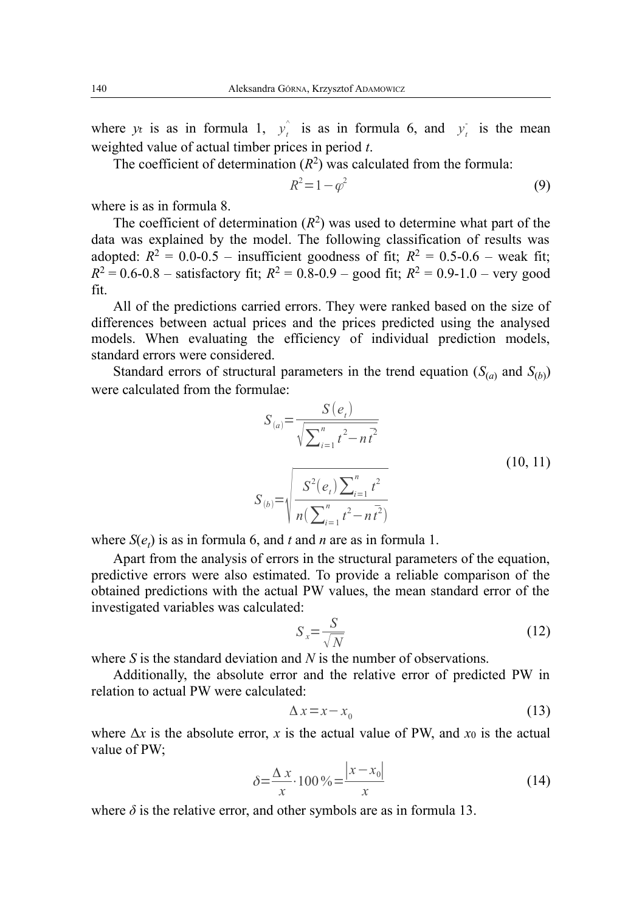where $y_t$ is as in formula 1, $\hat{y_t}$ is as in formula 6, and $\bar{y_t}$ is the mean weighted value of actual timber prices in period *t*.

The coefficient of determination ($R^2$) was calculated from the formula:

$$R^2 = 1 - \varphi^2 \tag{9}$$

where is as in formula 8.

The coefficient of determination ($R^2$) was used to determine what part of the data was explained by the model. The following classification of results was adopted: $R^2$ = 0.0-0.5 – insufficient goodness of fit; $R^2$ = 0.5-0.6 – weak fit; $R^2$ = 0.6-0.8 – satisfactory fit; $R^2$ = 0.8-0.9 – good fit; $R^2$ = 0.9-1.0 – very good fit.

All of the predictions carried errors. They were ranked based on the size of differences between actual prices and the prices predicted using the analysed models. When evaluating the efficiency of individual prediction models, standard errors were considered.

Standard errors of structural parameters in the trend equation ($S_{(a)}$ and $S_{(b)}$) were calculated from the formulae:

$$S_{(a)} = \frac{S(e_t)}{\sqrt{\sum_{i=1}^{n} t^2 - n\bar{t}^2}}$$

$$S_{(b)} = \sqrt{\frac{S^2(e_t)\sum_{i=1}^{n} t^2}{n(\sum_{i=1}^{n} t^2 - n\bar{t}^2)}} \tag{10, 11}$$

where $S(e_t)$ is as in formula 6, and *t* and *n* are as in formula 1.

Apart from the analysis of errors in the structural parameters of the equation, predictive errors were also estimated. To provide a reliable comparison of the obtained predictions with the actual PW values, the mean standard error of the investigated variables was calculated:

$$S_x = \frac{S}{\sqrt{N}} \tag{12}$$

where *S* is the standard deviation and *N* is the number of observations.

Additionally, the absolute error and the relative error of predicted PW in relation to actual PW were calculated:

$$\Delta x = x - x_0 \tag{13}$$

where $\Delta x$ is the absolute error, *x* is the actual value of PW, and $x_0$ is the actual value of PW;

$$\delta = \frac{\Delta x}{x} \cdot 100\% = \frac{|x - x_0|}{x} \tag{14}$$

where $\delta$ is the relative error, and other symbols are as in formula 13.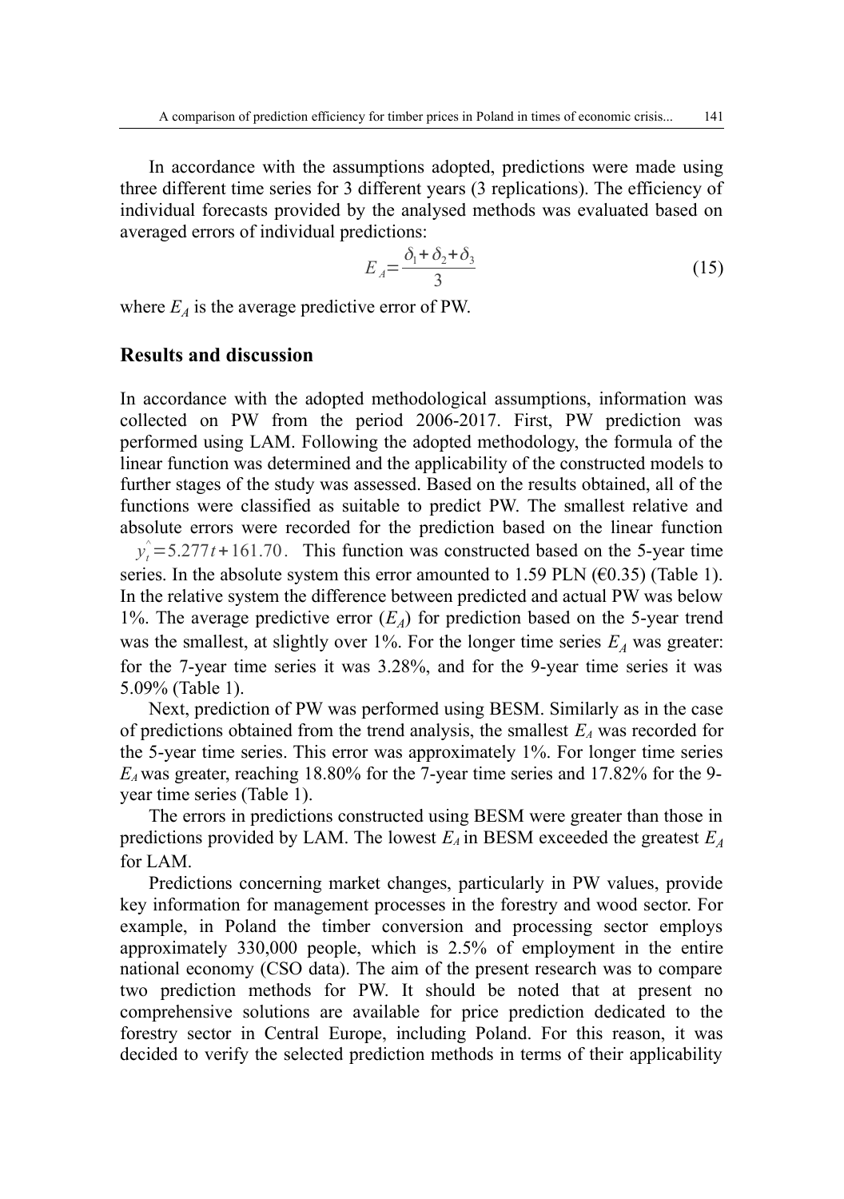In accordance with the assumptions adopted, predictions were made using three different time series for 3 different years (3 replications). The efficiency of individual forecasts provided by the analysed methods was evaluated based on averaged errors of individual predictions:

$$E_A = \frac{\delta_1 + \delta_2 + \delta_3}{3} \tag{15}$$

where $E_A$ is the average predictive error of PW.

## Results and discussion

In accordance with the adopted methodological assumptions, information was collected on PW from the period 2006-2017. First, PW prediction was performed using LAM. Following the adopted methodology, the formula of the linear function was determined and the applicability of the constructed models to further stages of the study was assessed. Based on the results obtained, all of the functions were classified as suitable to predict PW. The smallest relative and absolute errors were recorded for the prediction based on the linear function $\hat{y}_t = 5.277t + 161.70$. This function was constructed based on the 5-year time series. In the absolute system this error amounted to 1.59 PLN (€0.35) (Table 1). In the relative system the difference between predicted and actual PW was below 1%. The average predictive error ($E_A$) for prediction based on the 5-year trend was the smallest, at slightly over 1%. For the longer time series $E_A$ was greater: for the 7-year time series it was 3.28%, and for the 9-year time series it was 5.09% (Table 1).

Next, prediction of PW was performed using BESM. Similarly as in the case of predictions obtained from the trend analysis, the smallest $E_A$ was recorded for the 5-year time series. This error was approximately 1%. For longer time series $E_A$ was greater, reaching 18.80% for the 7-year time series and 17.82% for the 9-year time series (Table 1).

The errors in predictions constructed using BESM were greater than those in predictions provided by LAM. The lowest $E_A$ in BESM exceeded the greatest $E_A$ for LAM.

Predictions concerning market changes, particularly in PW values, provide key information for management processes in the forestry and wood sector. For example, in Poland the timber conversion and processing sector employs approximately 330,000 people, which is 2.5% of employment in the entire national economy (CSO data). The aim of the present research was to compare two prediction methods for PW. It should be noted that at present no comprehensive solutions are available for price prediction dedicated to the forestry sector in Central Europe, including Poland. For this reason, it was decided to verify the selected prediction methods in terms of their applicability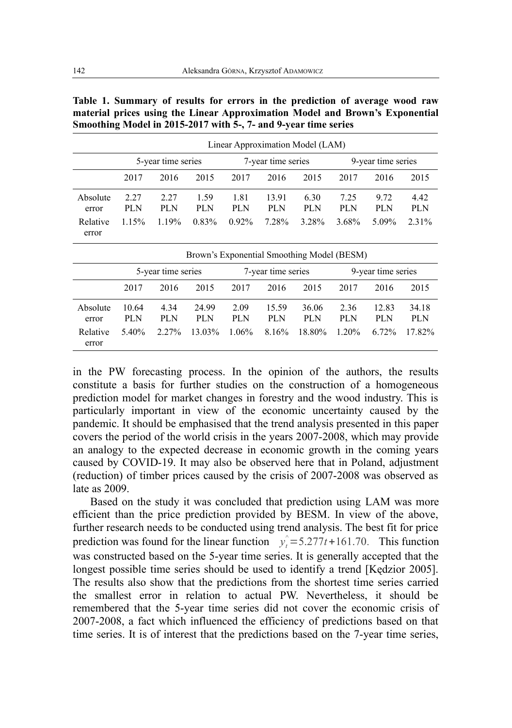**Table 1. Summary of results for errors in the prediction of average wood raw material prices using the Linear Approximation Model and Brown's Exponential Smoothing Model in 2015-2017 with 5-, 7- and 9-year time series**

| | Linear Approximation Model (LAM) | | | | | | | | |
|---|---|---|---|---|---|---|---|---|---|
| | 5-year time series | | | 7-year time series | | | 9-year time series | | |
| | 2017 | 2016 | 2015 | 2017 | 2016 | 2015 | 2017 | 2016 | 2015 |
| Absolute error | 2.27 PLN | 2.27 PLN | 1.59 PLN | 1.81 PLN | 13.91 PLN | 6.30 PLN | 7.25 PLN | 9.72 PLN | 4.42 PLN |
| Relative error | 1.15% | 1.19% | 0.83% | 0.92% | 7.28% | 3.28% | 3.68% | 5.09% | 2.31% |
| | **Brown's Exponential Smoothing Model (BESM)** | | | | | | | | |
| | 5-year time series | | | 7-year time series | | | 9-year time series | | |
| | 2017 | 2016 | 2015 | 2017 | 2016 | 2015 | 2017 | 2016 | 2015 |
| Absolute error | 10.64 PLN | 4.34 PLN | 24.99 PLN | 2.09 PLN | 15.59 PLN | 36.06 PLN | 2.36 PLN | 12.83 PLN | 34.18 PLN |
| Relative error | 5.40% | 2.27% | 13.03% | 1.06% | 8.16% | 18.80% | 1.20% | 6.72% | 17.82% |

in the PW forecasting process. In the opinion of the authors, the results constitute a basis for further studies on the construction of a homogeneous prediction model for market changes in forestry and the wood industry. This is particularly important in view of the economic uncertainty caused by the pandemic. It should be emphasised that the trend analysis presented in this paper covers the period of the world crisis in the years 2007-2008, which may provide an analogy to the expected decrease in economic growth in the coming years caused by COVID-19. It may also be observed here that in Poland, adjustment (reduction) of timber prices caused by the crisis of 2007-2008 was observed as late as 2009.

Based on the study it was concluded that prediction using LAM was more efficient than the price prediction provided by BESM. In view of the above, further research needs to be conducted using trend analysis. The best fit for price prediction was found for the linear function $\hat{y}_t = 5.277t + 161.70.$ This function was constructed based on the 5-year time series. It is generally accepted that the longest possible time series should be used to identify a trend [Kędzior 2005]. The results also show that the predictions from the shortest time series carried the smallest error in relation to actual PW. Nevertheless, it should be remembered that the 5-year time series did not cover the economic crisis of 2007-2008, a fact which influenced the efficiency of predictions based on that time series. It is of interest that the predictions based on the 7-year time series,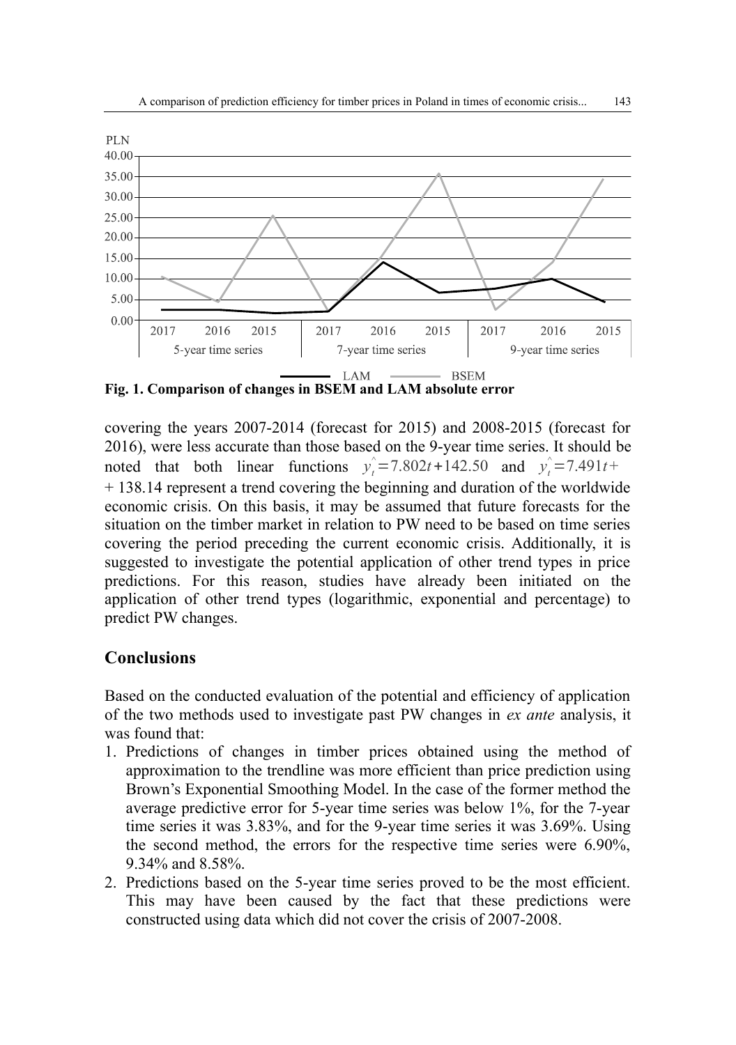Fig. 1. Comparison of changes in BSEM and LAM absolute error

covering the years 2007-2014 (forecast for 2015) and 2008-2015 (forecast for 2016), were less accurate than those based on the 9-year time series. It should be noted that both linear functions $\hat{y}_t = 7.802t + 142.50$ and $\hat{y}_t = 7.491t + 138.14$ represent a trend covering the beginning and duration of the worldwide economic crisis. On this basis, it may be assumed that future forecasts for the situation on the timber market in relation to PW need to be based on time series covering the period preceding the current economic crisis. Additionally, it is suggested to investigate the potential application of other trend types in price predictions. For this reason, studies have already been initiated on the application of other trend types (logarithmic, exponential and percentage) to predict PW changes.

## Conclusions

Based on the conducted evaluation of the potential and efficiency of application of the two methods used to investigate past PW changes in *ex ante* analysis, it was found that:

1. Predictions of changes in timber prices obtained using the method of approximation to the trendline was more efficient than price prediction using Brown's Exponential Smoothing Model. In the case of the former method the average predictive error for 5-year time series was below 1%, for the 7-year time series it was 3.83%, and for the 9-year time series it was 3.69%. Using the second method, the errors for the respective time series were 6.90%, 9.34% and 8.58%.
2. Predictions based on the 5-year time series proved to be the most efficient. This may have been caused by the fact that these predictions were constructed using data which did not cover the crisis of 2007-2008.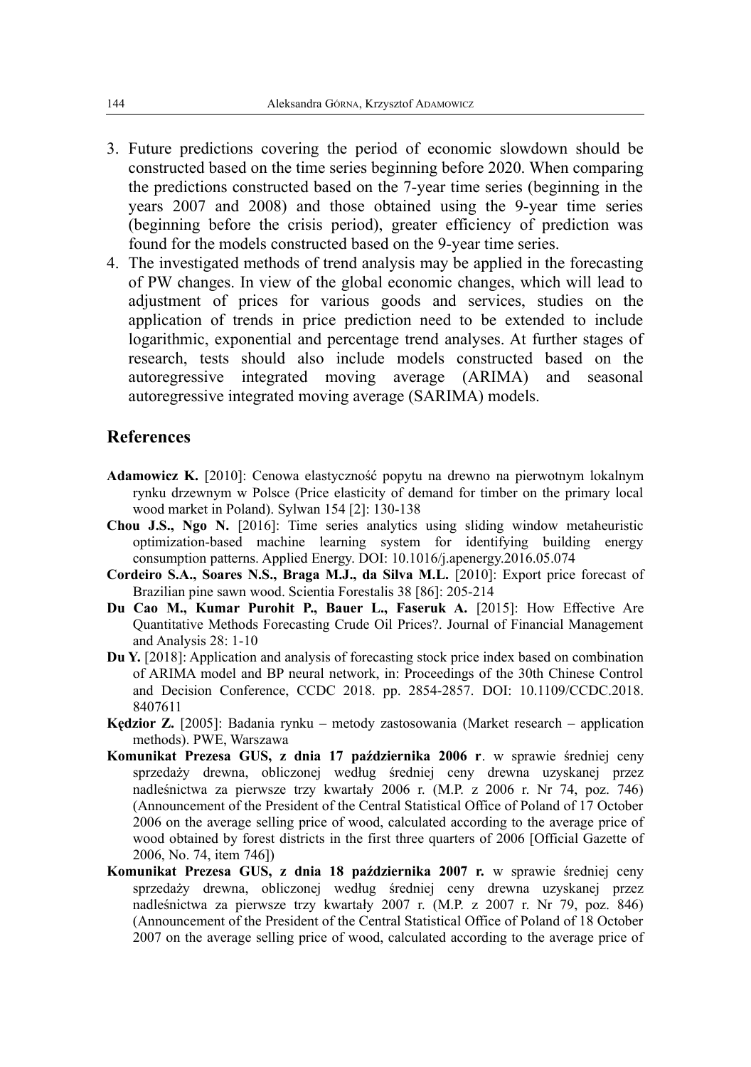3. Future predictions covering the period of economic slowdown should be constructed based on the time series beginning before 2020. When comparing the predictions constructed based on the 7-year time series (beginning in the years 2007 and 2008) and those obtained using the 9-year time series (beginning before the crisis period), greater efficiency of prediction was found for the models constructed based on the 9-year time series.
4. The investigated methods of trend analysis may be applied in the forecasting of PW changes. In view of the global economic changes, which will lead to adjustment of prices for various goods and services, studies on the application of trends in price prediction need to be extended to include logarithmic, exponential and percentage trend analyses. At further stages of research, tests should also include models constructed based on the autoregressive integrated moving average (ARIMA) and seasonal autoregressive integrated moving average (SARIMA) models.

## References

**Adamowicz K.** [2010]: Cenowa elastyczność popytu na drewno na pierwotnym lokalnym rynku drzewnym w Polsce (Price elasticity of demand for timber on the primary local wood market in Poland). Sylwan 154 [2]: 130-138

**Chou J.S., Ngo N.** [2016]: Time series analytics using sliding window metaheuristic optimization-based machine learning system for identifying building energy consumption patterns. Applied Energy. DOI: 10.1016/j.apenergy.2016.05.074

**Cordeiro S.A., Soares N.S., Braga M.J., da Silva M.L.** [2010]: Export price forecast of Brazilian pine sawn wood. Scientia Forestalis 38 [86]: 205-214

**Du Cao M., Kumar Purohit P., Bauer L., Faseruk A.** [2015]: How Effective Are Quantitative Methods Forecasting Crude Oil Prices?. Journal of Financial Management and Analysis 28: 1-10

**Du Y.** [2018]: Application and analysis of forecasting stock price index based on combination of ARIMA model and BP neural network, in: Proceedings of the 30th Chinese Control and Decision Conference, CCDC 2018. pp. 2854-2857. DOI: 10.1109/CCDC.2018. 8407611

**Kędzior Z.** [2005]: Badania rynku – metody zastosowania (Market research – application methods). PWE, Warszawa

**Komunikat Prezesa GUS, z dnia 17 października 2006 r**. w sprawie średniej ceny sprzedaży drewna, obliczonej według średniej ceny drewna uzyskanej przez nadleśnictwa za pierwsze trzy kwartały 2006 r. (M.P. z 2006 r. Nr 74, poz. 746) (Announcement of the President of the Central Statistical Office of Poland of 17 October 2006 on the average selling price of wood, calculated according to the average price of wood obtained by forest districts in the first three quarters of 2006 [Official Gazette of 2006, No. 74, item 746])

**Komunikat Prezesa GUS, z dnia 18 października 2007 r.** w sprawie średniej ceny sprzedaży drewna, obliczonej według średniej ceny drewna uzyskanej przez nadleśnictwa za pierwsze trzy kwartały 2007 r. (M.P. z 2007 r. Nr 79, poz. 846) (Announcement of the President of the Central Statistical Office of Poland of 18 October 2007 on the average selling price of wood, calculated according to the average price of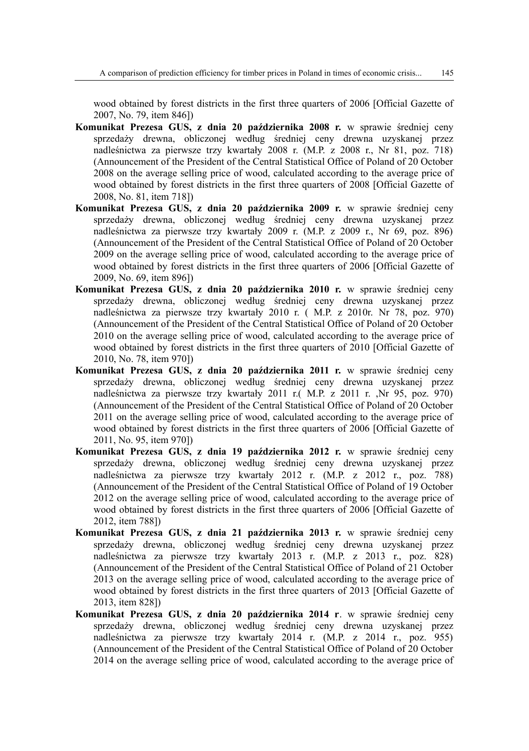wood obtained by forest districts in the first three quarters of 2006 [Official Gazette of 2007, No. 79, item 846])

**Komunikat Prezesa GUS, z dnia 20 października 2008 r.** w sprawie średniej ceny sprzedaży drewna, obliczonej według średniej ceny drewna uzyskanej przez nadleśnictwa za pierwsze trzy kwartały 2008 r. (M.P. z 2008 r., Nr 81, poz. 718) (Announcement of the President of the Central Statistical Office of Poland of 20 October 2008 on the average selling price of wood, calculated according to the average price of wood obtained by forest districts in the first three quarters of 2008 [Official Gazette of 2008, No. 81, item 718])

**Komunikat Prezesa GUS, z dnia 20 października 2009 r.** w sprawie średniej ceny sprzedaży drewna, obliczonej według średniej ceny drewna uzyskanej przez nadleśnictwa za pierwsze trzy kwartały 2009 r. (M.P. z 2009 r., Nr 69, poz. 896) (Announcement of the President of the Central Statistical Office of Poland of 20 October 2009 on the average selling price of wood, calculated according to the average price of wood obtained by forest districts in the first three quarters of 2006 [Official Gazette of 2009, No. 69, item 896])

**Komunikat Prezesa GUS, z dnia 20 października 2010 r.** w sprawie średniej ceny sprzedaży drewna, obliczonej według średniej ceny drewna uzyskanej przez nadleśnictwa za pierwsze trzy kwartały 2010 r. ( M.P. z 2010r. Nr 78, poz. 970) (Announcement of the President of the Central Statistical Office of Poland of 20 October 2010 on the average selling price of wood, calculated according to the average price of wood obtained by forest districts in the first three quarters of 2010 [Official Gazette of 2010, No. 78, item 970])

**Komunikat Prezesa GUS, z dnia 20 października 2011 r.** w sprawie średniej ceny sprzedaży drewna, obliczonej według średniej ceny drewna uzyskanej przez nadleśnictwa za pierwsze trzy kwartały 2011 r.( M.P. z 2011 r. ,Nr 95, poz. 970) (Announcement of the President of the Central Statistical Office of Poland of 20 October 2011 on the average selling price of wood, calculated according to the average price of wood obtained by forest districts in the first three quarters of 2006 [Official Gazette of 2011, No. 95, item 970])

**Komunikat Prezesa GUS, z dnia 19 października 2012 r.** w sprawie średniej ceny sprzedaży drewna, obliczonej według średniej ceny drewna uzyskanej przez nadleśnictwa za pierwsze trzy kwartały 2012 r. (M.P. z 2012 r., poz. 788) (Announcement of the President of the Central Statistical Office of Poland of 19 October 2012 on the average selling price of wood, calculated according to the average price of wood obtained by forest districts in the first three quarters of 2006 [Official Gazette of 2012, item 788])

**Komunikat Prezesa GUS, z dnia 21 października 2013 r.** w sprawie średniej ceny sprzedaży drewna, obliczonej według średniej ceny drewna uzyskanej przez nadleśnictwa za pierwsze trzy kwartały 2013 r. (M.P. z 2013 r., poz. 828) (Announcement of the President of the Central Statistical Office of Poland of 21 October 2013 on the average selling price of wood, calculated according to the average price of wood obtained by forest districts in the first three quarters of 2013 [Official Gazette of 2013, item 828])

**Komunikat Prezesa GUS, z dnia 20 października 2014 r**. w sprawie średniej ceny sprzedaży drewna, obliczonej według średniej ceny drewna uzyskanej przez nadleśnictwa za pierwsze trzy kwartały 2014 r. (M.P. z 2014 r., poz. 955) (Announcement of the President of the Central Statistical Office of Poland of 20 October 2014 on the average selling price of wood, calculated according to the average price of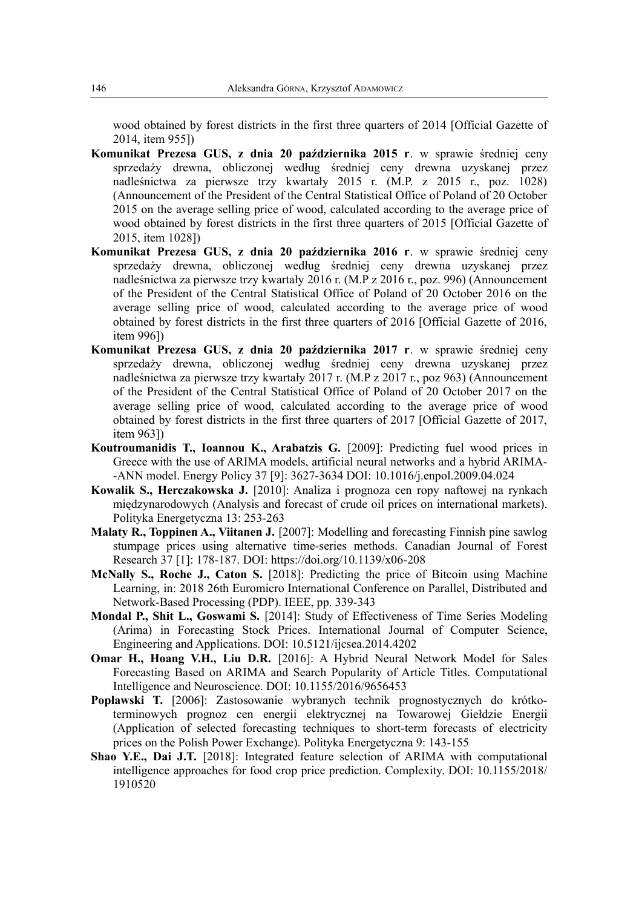wood obtained by forest districts in the first three quarters of 2014 [Official Gazette of 2014, item 955])

**Komunikat Prezesa GUS, z dnia 20 października 2015 r**. w sprawie średniej ceny sprzedaży drewna, obliczonej według średniej ceny drewna uzyskanej przez nadleśnictwa za pierwsze trzy kwartały 2015 r. (M.P. z 2015 r., poz. 1028) (Announcement of the President of the Central Statistical Office of Poland of 20 October 2015 on the average selling price of wood, calculated according to the average price of wood obtained by forest districts in the first three quarters of 2015 [Official Gazette of 2015, item 1028])

**Komunikat Prezesa GUS, z dnia 20 października 2016 r**. w sprawie średniej ceny sprzedaży drewna, obliczonej według średniej ceny drewna uzyskanej przez nadleśnictwa za pierwsze trzy kwartały 2016 r. (M.P z 2016 r., poz. 996) (Announcement of the President of the Central Statistical Office of Poland of 20 October 2016 on the average selling price of wood, calculated according to the average price of wood obtained by forest districts in the first three quarters of 2016 [Official Gazette of 2016, item 996])

**Komunikat Prezesa GUS, z dnia 20 października 2017 r**. w sprawie średniej ceny sprzedaży drewna, obliczonej według średniej ceny drewna uzyskanej przez nadleśnictwa za pierwsze trzy kwartały 2017 r. (M.P z 2017 r., poz 963) (Announcement of the President of the Central Statistical Office of Poland of 20 October 2017 on the average selling price of wood, calculated according to the average price of wood obtained by forest districts in the first three quarters of 2017 [Official Gazette of 2017, item 963])

**Koutroumanidis T., Ioannou K., Arabatzis G.** [2009]: Predicting fuel wood prices in Greece with the use of ARIMA models, artificial neural networks and a hybrid ARIMA--ANN model. Energy Policy 37 [9]: 3627-3634 DOI: 10.1016/j.enpol.2009.04.024

**Kowalik S., Herczakowska J.** [2010]: Analiza i prognoza cen ropy naftowej na rynkach międzynarodowych (Analysis and forecast of crude oil prices on international markets). Polityka Energetyczna 13: 253-263

**Malaty R., Toppinen A., Viitanen J.** [2007]: Modelling and forecasting Finnish pine sawlog stumpage prices using alternative time-series methods. Canadian Journal of Forest Research 37 [1]: 178-187. DOI: https://doi.org/10.1139/x06-208

**McNally S., Roche J., Caton S.** [2018]: Predicting the price of Bitcoin using Machine Learning, in: 2018 26th Euromicro International Conference on Parallel, Distributed and Network-Based Processing (PDP). IEEE, pp. 339-343

**Mondal P., Shit L., Goswami S.** [2014]: Study of Effectiveness of Time Series Modeling (Arima) in Forecasting Stock Prices. International Journal of Computer Science, Engineering and Applications. DOI: 10.5121/ijcsea.2014.4202

**Omar H., Hoang V.H., Liu D.R.** [2016]: A Hybrid Neural Network Model for Sales Forecasting Based on ARIMA and Search Popularity of Article Titles. Computational Intelligence and Neuroscience. DOI: 10.1155/2016/9656453

**Popławski T.** [2006]: Zastosowanie wybranych technik prognostycznych do krótkoterminowych prognoz cen energii elektrycznej na Towarowej Giełdzie Energii (Application of selected forecasting techniques to short-term forecasts of electricity prices on the Polish Power Exchange). Polityka Energetyczna 9: 143-155

**Shao Y.E., Dai J.T.** [2018]: Integrated feature selection of ARIMA with computational intelligence approaches for food crop price prediction. Complexity. DOI: 10.1155/2018/1910520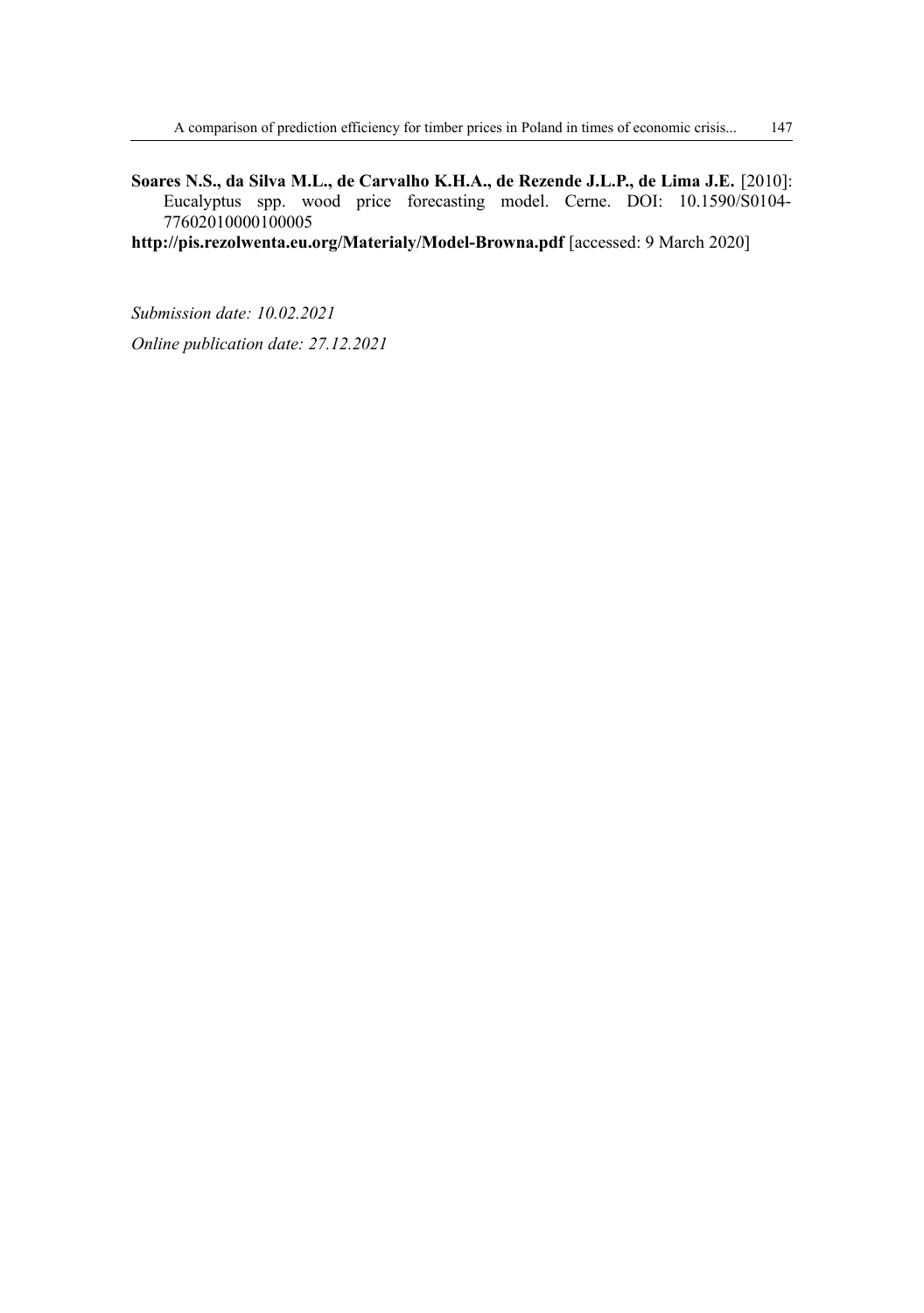**Soares N.S., da Silva M.L., de Carvalho K.H.A., de Rezende J.L.P., de Lima J.E.** [2010]: Eucalyptus spp. wood price forecasting model. Cerne. DOI: 10.1590/S0104-77602010000100005

**http://pis.rezolwenta.eu.org/Materialy/Model-Browna.pdf** [accessed: 9 March 2020]

*Submission date: 10.02.2021*

*Online publication date: 27.12.2021*